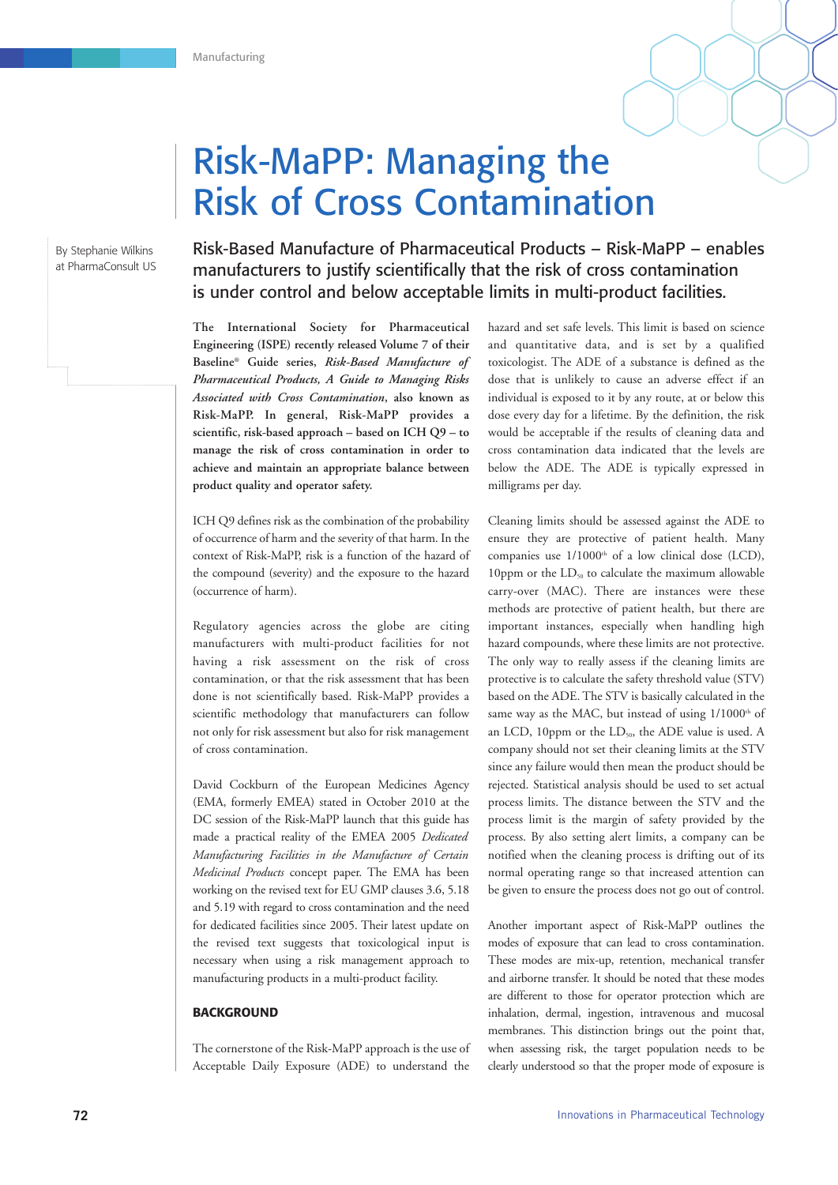# Risk-MaPP: Managing the Risk of Cross Contamination

By Stephanie Wilkins at PharmaConsult US

## Risk-Based Manufacture of Pharmaceutical Products – Risk-MaPP – enables manufacturers to justify scientifically that the risk of cross contamination is under control and below acceptable limits in multi-product facilities.

**The International Society for Pharmaceutical Engineering (ISPE) recently released Volume 7 of their Baseline® Guide series, *Risk-Based Manufacture of Pharmaceutical Products, A Guide to Managing Risks Associated with Cross Contamination*, also known as Risk-MaPP. In general, Risk-MaPP provides a scientific, risk-based approach – based on ICH Q9 – to manage the risk of cross contamination in order to achieve and maintain an appropriate balance between product quality and operator safety.**

ICH Q9 defines risk as the combination of the probability of occurrence of harm and the severity of that harm. In the context of Risk-MaPP, risk is a function of the hazard of the compound (severity) and the exposure to the hazard (occurrence of harm).

Regulatory agencies across the globe are citing manufacturers with multi-product facilities for not having a risk assessment on the risk of cross contamination, or that the risk assessment that has been done is not scientifically based. Risk-MaPP provides a scientific methodology that manufacturers can follow not only for risk assessment but also for risk management of cross contamination.

David Cockburn of the European Medicines Agency (EMA, formerly EMEA) stated in October 2010 at the DC session of the Risk-MaPP launch that this guide has made a practical reality of the EMEA 2005 *Dedicated Manufacturing Facilities in the Manufacture of Certain Medicinal Products* concept paper. The EMA has been working on the revised text for EU GMP clauses 3.6, 5.18 and 5.19 with regard to cross contamination and the need for dedicated facilities since 2005. Their latest update on the revised text suggests that toxicological input is necessary when using a risk management approach to manufacturing products in a multi-product facility.

### BACKGROUND

The cornerstone of the Risk-MaPP approach is the use of Acceptable Daily Exposure (ADE) to understand the hazard and set safe levels. This limit is based on science and quantitative data, and is set by a qualified toxicologist. The ADE of a substance is defined as the dose that is unlikely to cause an adverse effect if an individual is exposed to it by any route, at or below this dose every day for a lifetime. By the definition, the risk would be acceptable if the results of cleaning data and cross contamination data indicated that the levels are below the ADE. The ADE is typically expressed in milligrams per day.

Cleaning limits should be assessed against the ADE to ensure they are protective of patient health. Many companies use 1/1000[th] of a low clinical dose (LCD), 10ppm or the $LD_{50}$ to calculate the maximum allowable carry-over (MAC). There are instances were these methods are protective of patient health, but there are important instances, especially when handling high hazard compounds, where these limits are not protective. The only way to really assess if the cleaning limits are protective is to calculate the safety threshold value (STV) based on the ADE. The STV is basically calculated in the same way as the MAC, but instead of using 1/1000[th] of an LCD, 10ppm or the $LD_{50}$, the ADE value is used. A company should not set their cleaning limits at the STV since any failure would then mean the product should be rejected. Statistical analysis should be used to set actual process limits. The distance between the STV and the process limit is the margin of safety provided by the process. By also setting alert limits, a company can be notified when the cleaning process is drifting out of its normal operating range so that increased attention can be given to ensure the process does not go out of control.

Another important aspect of Risk-MaPP outlines the modes of exposure that can lead to cross contamination. These modes are mix-up, retention, mechanical transfer and airborne transfer. It should be noted that these modes are different to those for operator protection which are inhalation, dermal, ingestion, intravenous and mucosal membranes. This distinction brings out the point that, when assessing risk, the target population needs to be clearly understood so that the proper mode of exposure is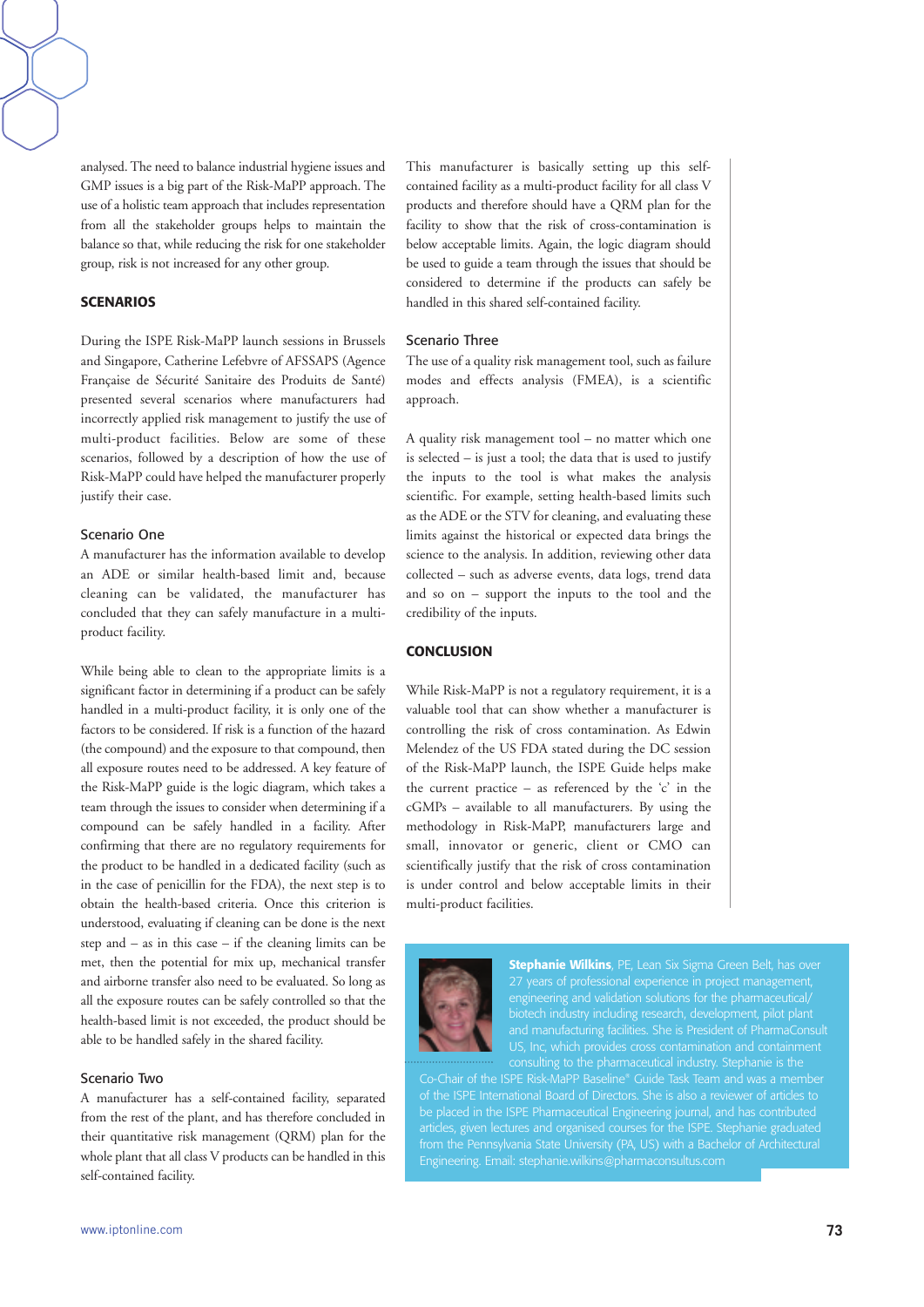analysed. The need to balance industrial hygiene issues and GMP issues is a big part of the Risk-MaPP approach. The use of a holistic team approach that includes representation from all the stakeholder groups helps to maintain the balance so that, while reducing the risk for one stakeholder group, risk is not increased for any other group.

## SCENARIOS

During the ISPE Risk-MaPP launch sessions in Brussels and Singapore, Catherine Lefebvre of AFSSAPS (Agence Française de Sécurité Sanitaire des Produits de Santé) presented several scenarios where manufacturers had incorrectly applied risk management to justify the use of multi-product facilities. Below are some of these scenarios, followed by a description of how the use of Risk-MaPP could have helped the manufacturer properly justify their case.

### Scenario One

A manufacturer has the information available to develop an ADE or similar health-based limit and, because cleaning can be validated, the manufacturer has concluded that they can safely manufacture in a multi-product facility.

While being able to clean to the appropriate limits is a significant factor in determining if a product can be safely handled in a multi-product facility, it is only one of the factors to be considered. If risk is a function of the hazard (the compound) and the exposure to that compound, then all exposure routes need to be addressed. A key feature of the Risk-MaPP guide is the logic diagram, which takes a team through the issues to consider when determining if a compound can be safely handled in a facility. After confirming that there are no regulatory requirements for the product to be handled in a dedicated facility (such as in the case of penicillin for the FDA), the next step is to obtain the health-based criteria. Once this criterion is understood, evaluating if cleaning can be done is the next step and – as in this case – if the cleaning limits can be met, then the potential for mix up, mechanical transfer and airborne transfer also need to be evaluated. So long as all the exposure routes can be safely controlled so that the health-based limit is not exceeded, the product should be able to be handled safely in the shared facility.

### Scenario Two

A manufacturer has a self-contained facility, separated from the rest of the plant, and has therefore concluded in their quantitative risk management (QRM) plan for the whole plant that all class V products can be handled in this self-contained facility.

This manufacturer is basically setting up this self-contained facility as a multi-product facility for all class V products and therefore should have a QRM plan for the facility to show that the risk of cross-contamination is below acceptable limits. Again, the logic diagram should be used to guide a team through the issues that should be considered to determine if the products can safely be handled in this shared self-contained facility.

### Scenario Three

The use of a quality risk management tool, such as failure modes and effects analysis (FMEA), is a scientific approach.

A quality risk management tool – no matter which one is selected – is just a tool; the data that is used to justify the inputs to the tool is what makes the analysis scientific. For example, setting health-based limits such as the ADE or the STV for cleaning, and evaluating these limits against the historical or expected data brings the science to the analysis. In addition, reviewing other data collected – such as adverse events, data logs, trend data and so on – support the inputs to the tool and the credibility of the inputs.

## CONCLUSION

While Risk-MaPP is not a regulatory requirement, it is a valuable tool that can show whether a manufacturer is controlling the risk of cross contamination. As Edwin Melendez of the US FDA stated during the DC session of the Risk-MaPP launch, the ISPE Guide helps make the current practice – as referenced by the 'c' in the cGMPs – available to all manufacturers. By using the methodology in Risk-MaPP, manufacturers large and small, innovator or generic, client or CMO can scientifically justify that the risk of cross contamination is under control and below acceptable limits in their multi-product facilities.

**Stephanie Wilkins**, PE, Lean Six Sigma Green Belt, has over 27 years of professional experience in project management, engineering and validation solutions for the pharmaceutical/biotech industry including research, development, pilot plant and manufacturing facilities. She is President of PharmaConsult US, Inc, which provides cross contamination and containment consulting to the pharmaceutical industry. Stephanie is the Co-Chair of the ISPE Risk-MaPP Baseline® Guide Task Team and was a member of the ISPE International Board of Directors. She is also a reviewer of articles to be placed in the ISPE Pharmaceutical Engineering journal, and has contributed articles, given lectures and organised courses for the ISPE. Stephanie graduated from the Pennsylvania State University (PA, US) with a Bachelor of Architectural Engineering. Email: stephanie.wilkins@pharmaconsultus.com